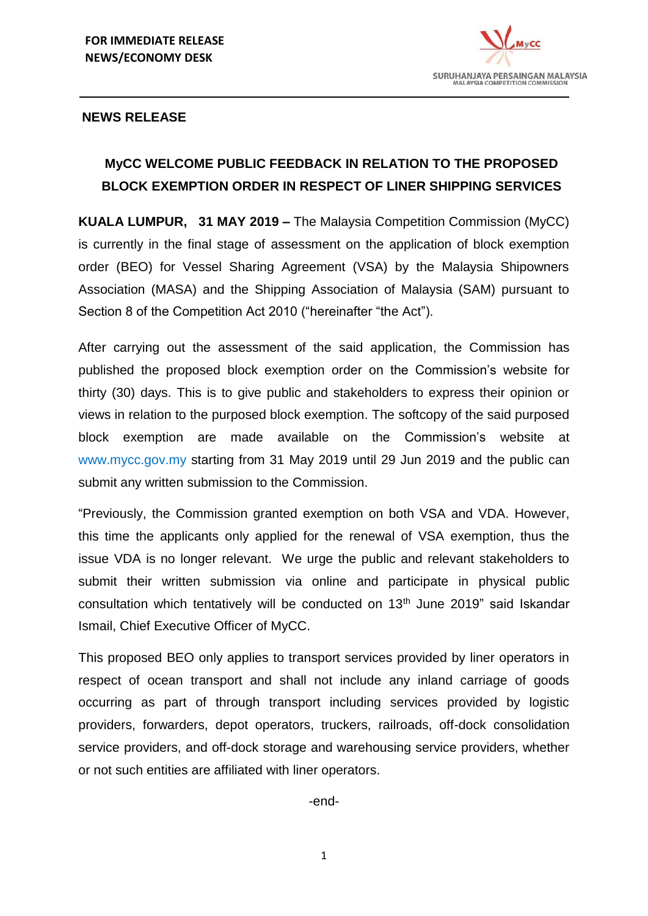**FOR IMMEDIATE RELEASE**
**NEWS/ECONOMY DESK**

SURUHANJAYA PERSAINGAN MALAYSIA
MALAYSIA COMPETITION COMMISSION

**NEWS RELEASE**

## MyCC WELCOME PUBLIC FEEDBACK IN RELATION TO THE PROPOSED BLOCK EXEMPTION ORDER IN RESPECT OF LINER SHIPPING SERVICES

**KUALA LUMPUR, 31 MAY 2019 –** The Malaysia Competition Commission (MyCC) is currently in the final stage of assessment on the application of block exemption order (BEO) for Vessel Sharing Agreement (VSA) by the Malaysia Shipowners Association (MASA) and the Shipping Association of Malaysia (SAM) pursuant to Section 8 of the Competition Act 2010 ("hereinafter "the Act").

After carrying out the assessment of the said application, the Commission has published the proposed block exemption order on the Commission's website for thirty (30) days. This is to give public and stakeholders to express their opinion or views in relation to the purposed block exemption. The softcopy of the said purposed block exemption are made available on the Commission's website at www.mycc.gov.my starting from 31 May 2019 until 29 Jun 2019 and the public can submit any written submission to the Commission.

"Previously, the Commission granted exemption on both VSA and VDA. However, this time the applicants only applied for the renewal of VSA exemption, thus the issue VDA is no longer relevant. We urge the public and relevant stakeholders to submit their written submission via online and participate in physical public consultation which tentatively will be conducted on 13th June 2019" said Iskandar Ismail, Chief Executive Officer of MyCC.

This proposed BEO only applies to transport services provided by liner operators in respect of ocean transport and shall not include any inland carriage of goods occurring as part of through transport including services provided by logistic providers, forwarders, depot operators, truckers, railroads, off-dock consolidation service providers, and off-dock storage and warehousing service providers, whether or not such entities are affiliated with liner operators.

-end-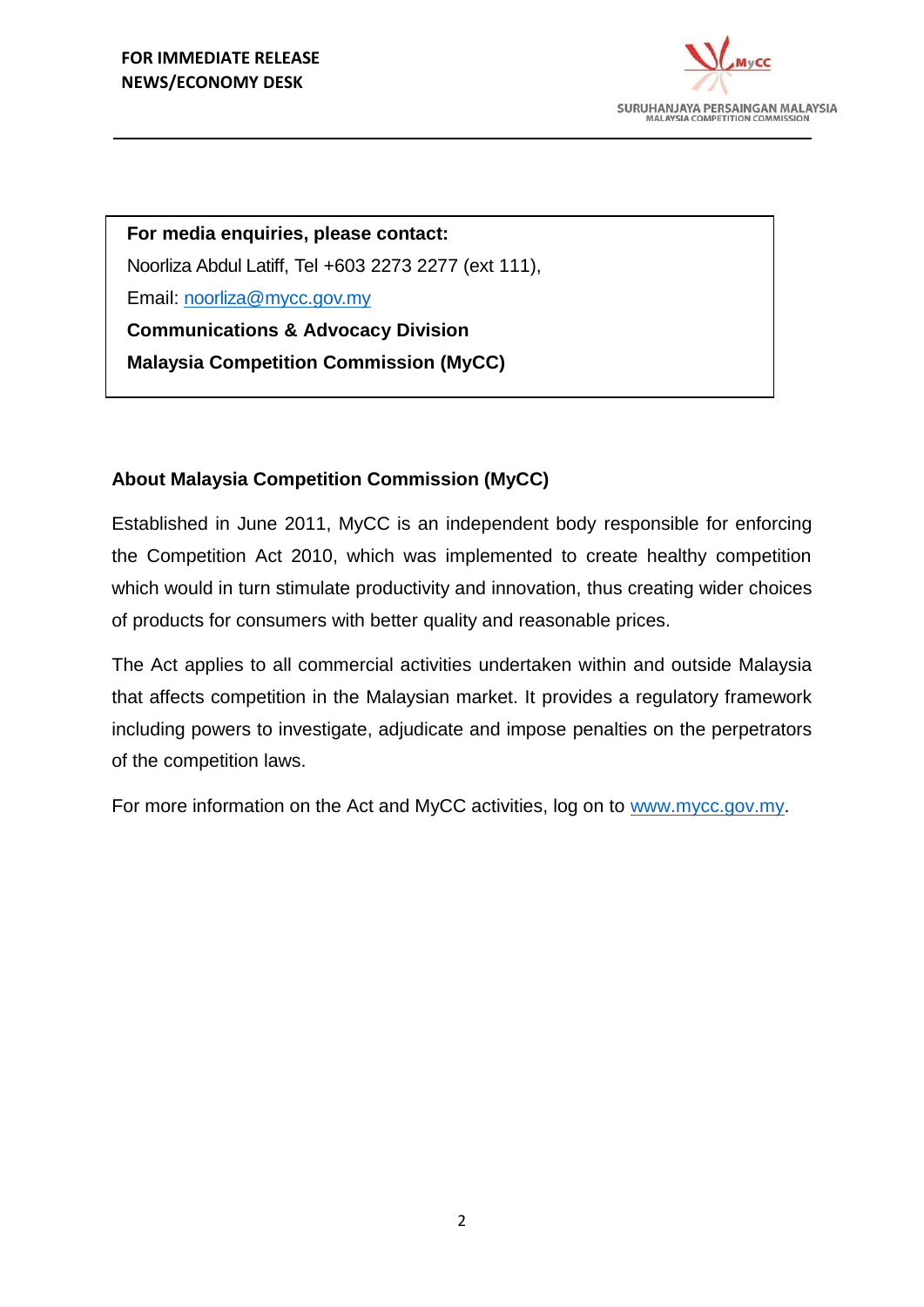**For media enquiries, please contact:**

Noorliza Abdul Latiff, Tel +603 2273 2277 (ext 111),

Email: noorliza@mycc.gov.my

**Communications & Advocacy Division**

**Malaysia Competition Commission (MyCC)**

**About Malaysia Competition Commission (MyCC)**

Established in June 2011, MyCC is an independent body responsible for enforcing the Competition Act 2010, which was implemented to create healthy competition which would in turn stimulate productivity and innovation, thus creating wider choices of products for consumers with better quality and reasonable prices.

The Act applies to all commercial activities undertaken within and outside Malaysia that affects competition in the Malaysian market. It provides a regulatory framework including powers to investigate, adjudicate and impose penalties on the perpetrators of the competition laws.

For more information on the Act and MyCC activities, log on to www.mycc.gov.my.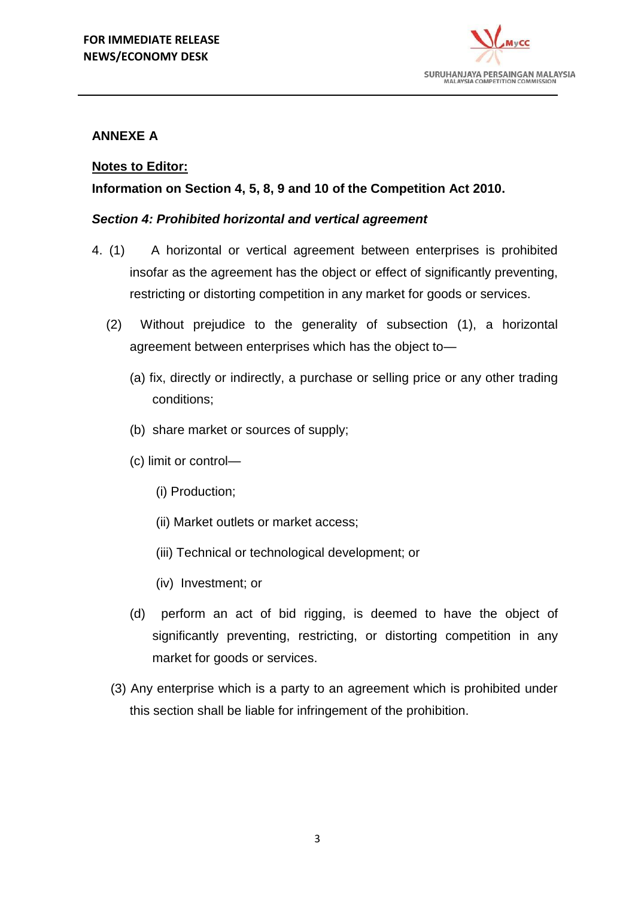**FOR IMMEDIATE RELEASE**
**NEWS/ECONOMY DESK**

## ANNEXE A

**Notes to Editor:**

**Information on Section 4, 5, 8, 9 and 10 of the Competition Act 2010.**

***Section 4: Prohibited horizontal and vertical agreement***

4. (1) A horizontal or vertical agreement between enterprises is prohibited insofar as the agreement has the object or effect of significantly preventing, restricting or distorting competition in any market for goods or services.

(2) Without prejudice to the generality of subsection (1), a horizontal agreement between enterprises which has the object to—

(a) fix, directly or indirectly, a purchase or selling price or any other trading conditions;

(b) share market or sources of supply;

(c) limit or control—

(i) Production;

(ii) Market outlets or market access;

(iii) Technical or technological development; or

(iv) Investment; or

(d) perform an act of bid rigging, is deemed to have the object of significantly preventing, restricting, or distorting competition in any market for goods or services.

(3) Any enterprise which is a party to an agreement which is prohibited under this section shall be liable for infringement of the prohibition.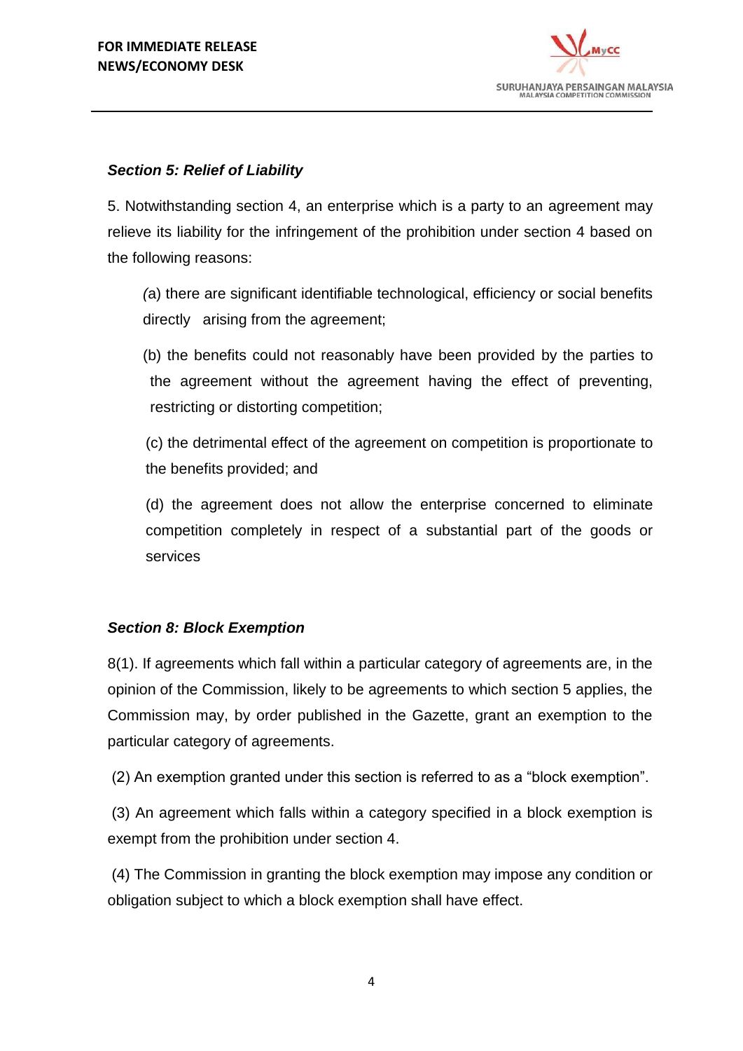### *Section 5: Relief of Liability*

5. Notwithstanding section 4, an enterprise which is a party to an agreement may relieve its liability for the infringement of the prohibition under section 4 based on the following reasons:

(a) there are significant identifiable technological, efficiency or social benefits directly arising from the agreement;

(b) the benefits could not reasonably have been provided by the parties to the agreement without the agreement having the effect of preventing, restricting or distorting competition;

(c) the detrimental effect of the agreement on competition is proportionate to the benefits provided; and

(d) the agreement does not allow the enterprise concerned to eliminate competition completely in respect of a substantial part of the goods or services

### *Section 8: Block Exemption*

8(1). If agreements which fall within a particular category of agreements are, in the opinion of the Commission, likely to be agreements to which section 5 applies, the Commission may, by order published in the Gazette, grant an exemption to the particular category of agreements.

(2) An exemption granted under this section is referred to as a "block exemption".

(3) An agreement which falls within a category specified in a block exemption is exempt from the prohibition under section 4.

(4) The Commission in granting the block exemption may impose any condition or obligation subject to which a block exemption shall have effect.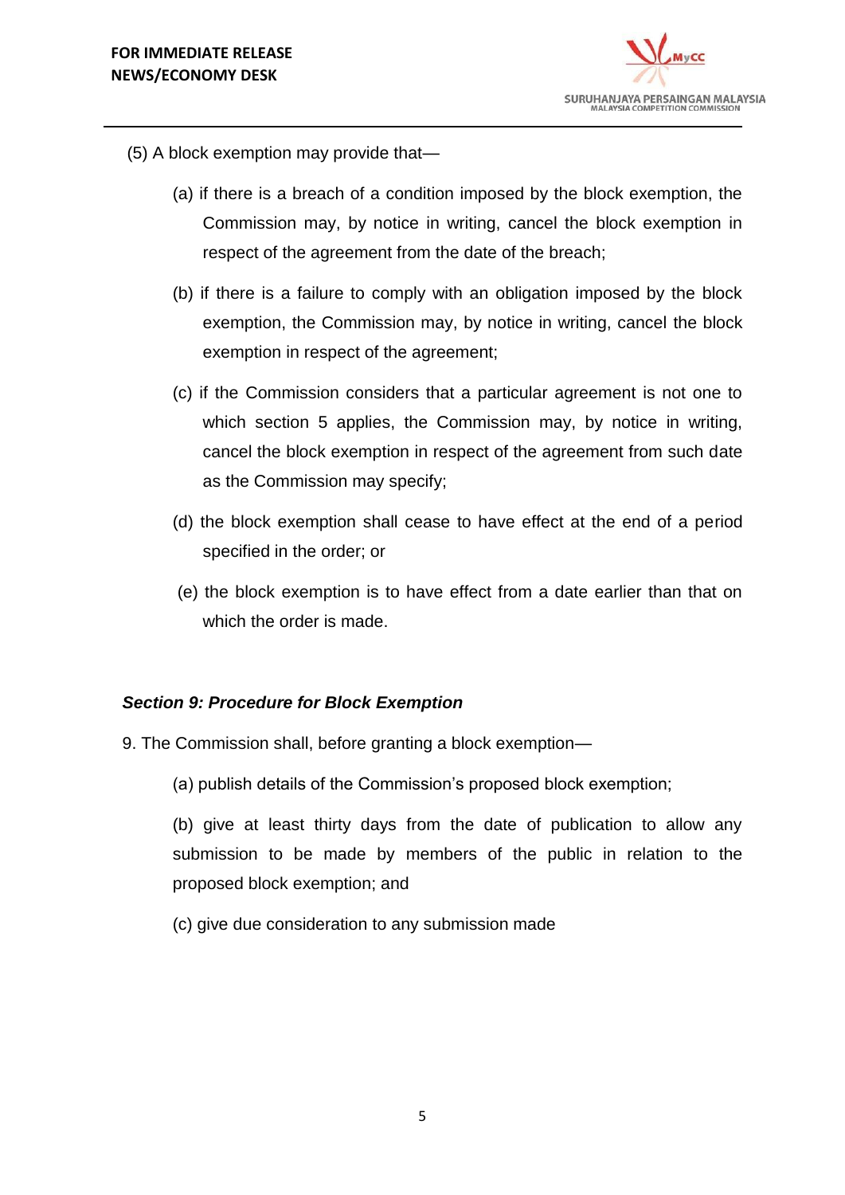(5) A block exemption may provide that—

(a) if there is a breach of a condition imposed by the block exemption, the Commission may, by notice in writing, cancel the block exemption in respect of the agreement from the date of the breach;

(b) if there is a failure to comply with an obligation imposed by the block exemption, the Commission may, by notice in writing, cancel the block exemption in respect of the agreement;

(c) if the Commission considers that a particular agreement is not one to which section 5 applies, the Commission may, by notice in writing, cancel the block exemption in respect of the agreement from such date as the Commission may specify;

(d) the block exemption shall cease to have effect at the end of a period specified in the order; or

(e) the block exemption is to have effect from a date earlier than that on which the order is made.

***Section 9: Procedure for Block Exemption***

9. The Commission shall, before granting a block exemption—

(a) publish details of the Commission's proposed block exemption;

(b) give at least thirty days from the date of publication to allow any submission to be made by members of the public in relation to the proposed block exemption; and

(c) give due consideration to any submission made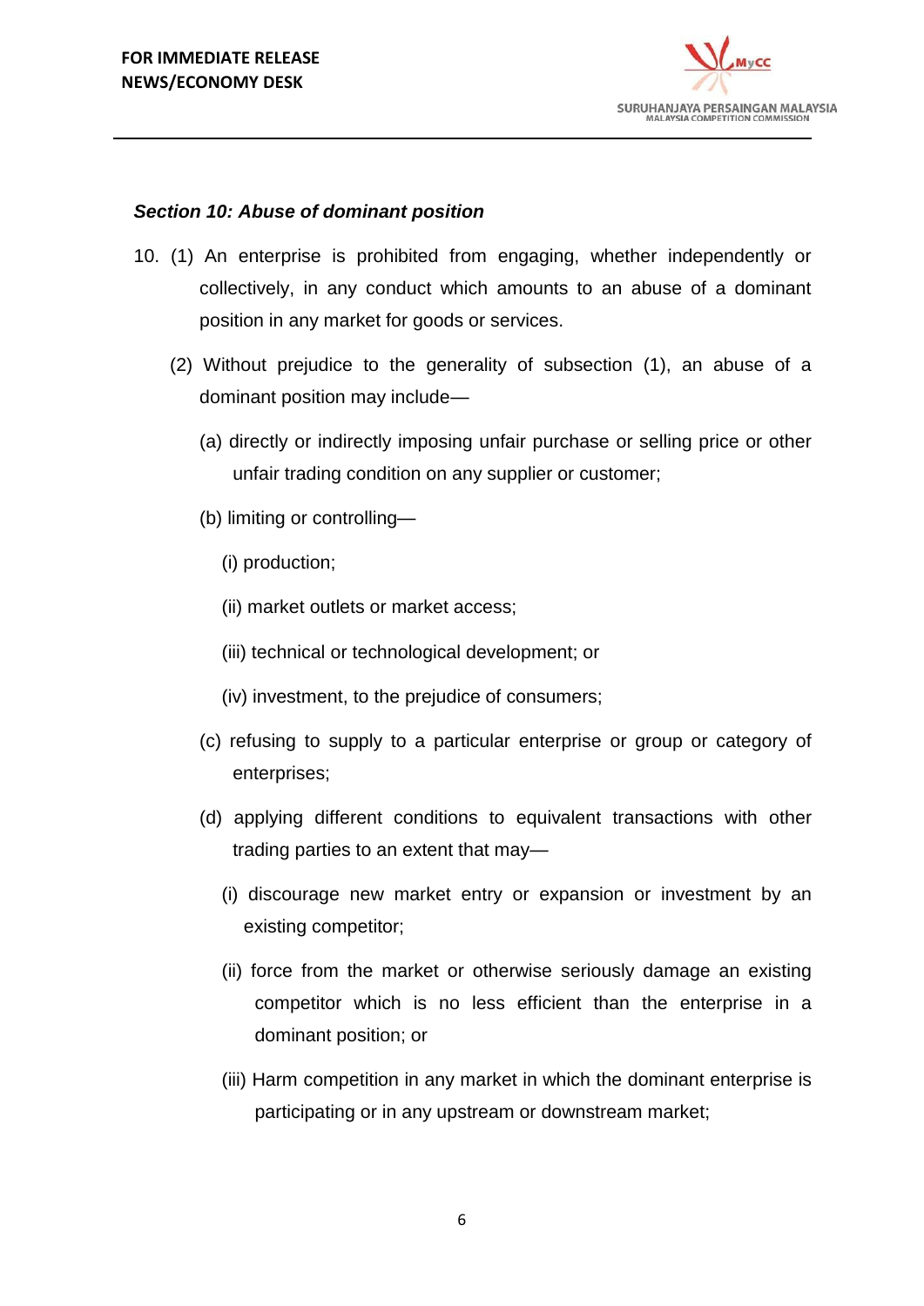***Section 10: Abuse of dominant position***

10. (1) An enterprise is prohibited from engaging, whether independently or collectively, in any conduct which amounts to an abuse of a dominant position in any market for goods or services.

(2) Without prejudice to the generality of subsection (1), an abuse of a dominant position may include—

(a) directly or indirectly imposing unfair purchase or selling price or other unfair trading condition on any supplier or customer;

(b) limiting or controlling—

(i) production;

(ii) market outlets or market access;

(iii) technical or technological development; or

(iv) investment, to the prejudice of consumers;

(c) refusing to supply to a particular enterprise or group or category of enterprises;

(d) applying different conditions to equivalent transactions with other trading parties to an extent that may—

(i) discourage new market entry or expansion or investment by an existing competitor;

(ii) force from the market or otherwise seriously damage an existing competitor which is no less efficient than the enterprise in a dominant position; or

(iii) Harm competition in any market in which the dominant enterprise is participating or in any upstream or downstream market;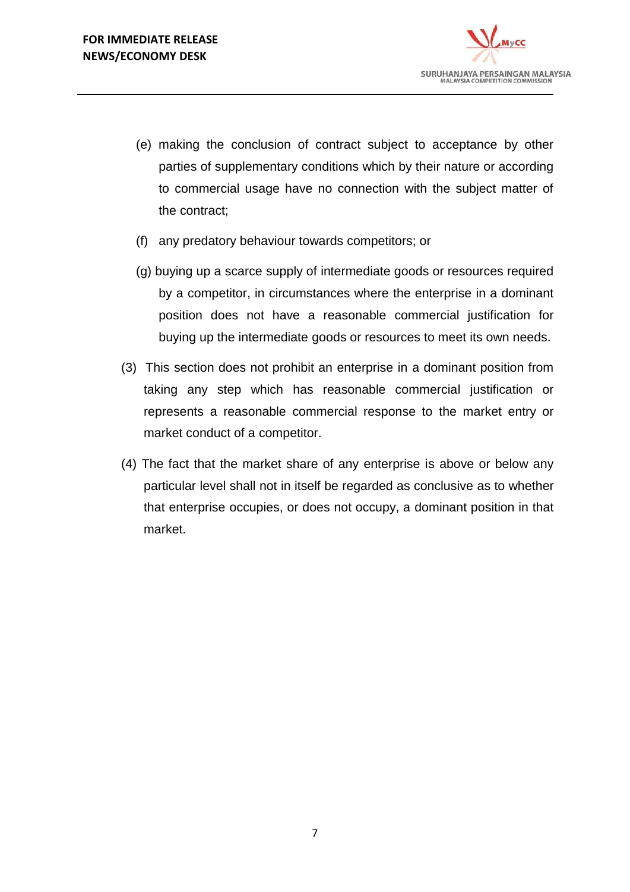(e) making the conclusion of contract subject to acceptance by other parties of supplementary conditions which by their nature or according to commercial usage have no connection with the subject matter of the contract;

(f) any predatory behaviour towards competitors; or

(g) buying up a scarce supply of intermediate goods or resources required by a competitor, in circumstances where the enterprise in a dominant position does not have a reasonable commercial justification for buying up the intermediate goods or resources to meet its own needs.

(3) This section does not prohibit an enterprise in a dominant position from taking any step which has reasonable commercial justification or represents a reasonable commercial response to the market entry or market conduct of a competitor.

(4) The fact that the market share of any enterprise is above or below any particular level shall not in itself be regarded as conclusive as to whether that enterprise occupies, or does not occupy, a dominant position in that market.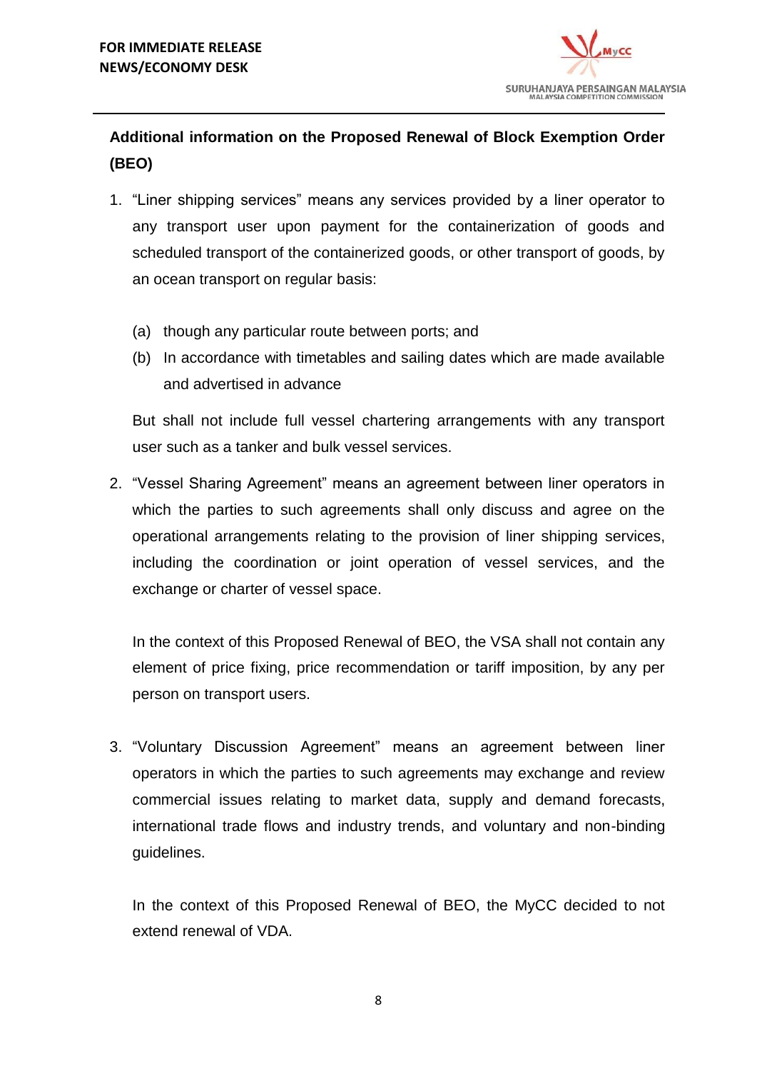FOR IMMEDIATE RELEASE
NEWS/ECONOMY DESK

SURUHANJAYA PERSAINGAN MALAYSIA
MALAYSIA COMPETITION COMMISSION

**Additional information on the Proposed Renewal of Block Exemption Order (BEO)**

1. "Liner shipping services" means any services provided by a liner operator to any transport user upon payment for the containerization of goods and scheduled transport of the containerized goods, or other transport of goods, by an ocean transport on regular basis:

   (a) though any particular route between ports; and
   (b) In accordance with timetables and sailing dates which are made available and advertised in advance

   But shall not include full vessel chartering arrangements with any transport user such as a tanker and bulk vessel services.

2. "Vessel Sharing Agreement" means an agreement between liner operators in which the parties to such agreements shall only discuss and agree on the operational arrangements relating to the provision of liner shipping services, including the coordination or joint operation of vessel services, and the exchange or charter of vessel space.

   In the context of this Proposed Renewal of BEO, the VSA shall not contain any element of price fixing, price recommendation or tariff imposition, by any per person on transport users.

3. "Voluntary Discussion Agreement" means an agreement between liner operators in which the parties to such agreements may exchange and review commercial issues relating to market data, supply and demand forecasts, international trade flows and industry trends, and voluntary and non-binding guidelines.

   In the context of this Proposed Renewal of BEO, the MyCC decided to not extend renewal of VDA.